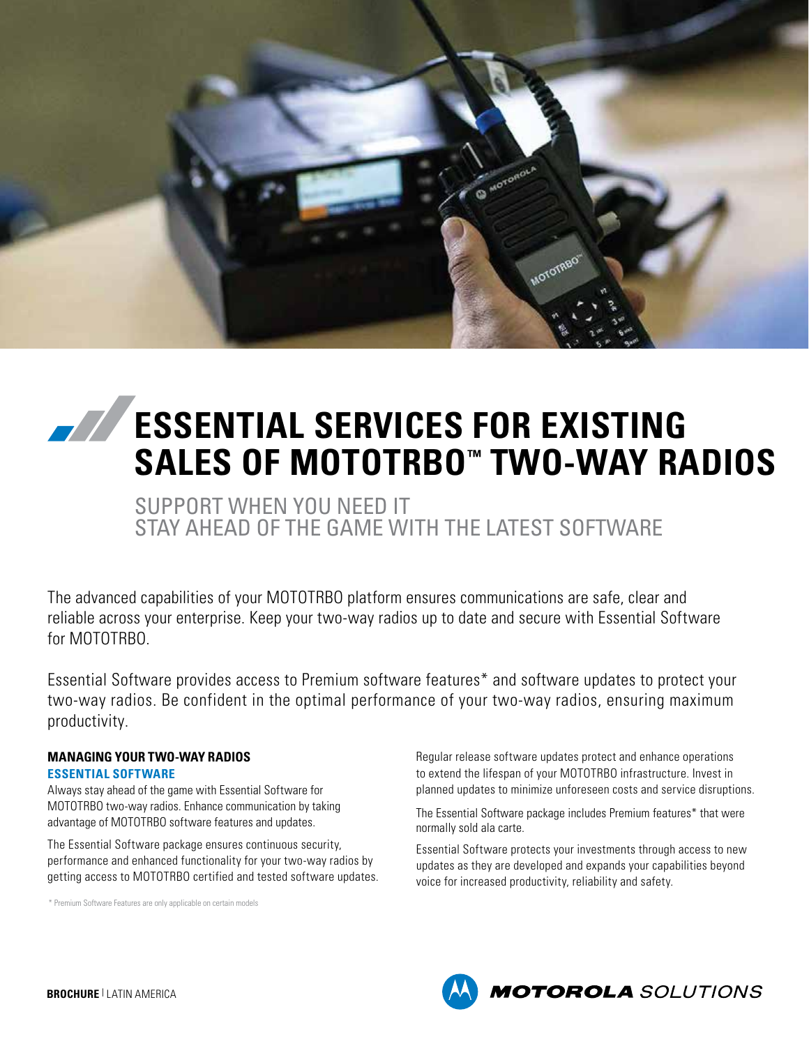# ESSENTIAL SERVICES FOR EXISTING SALES OF MOTOTRBO™ TWO-WAY RADIOS

## SUPPORT WHEN YOU NEED IT
## STAY AHEAD OF THE GAME WITH THE LATEST SOFTWARE

The advanced capabilities of your MOTOTRBO platform ensures communications are safe, clear and reliable across your enterprise. Keep your two-way radios up to date and secure with Essential Software for MOTOTRBO.

Essential Software provides access to Premium software features* and software updates to protect your two-way radios. Be confident in the optimal performance of your two-way radios, ensuring maximum productivity.

### MANAGING YOUR TWO-WAY RADIOS

#### ESSENTIAL SOFTWARE

Always stay ahead of the game with Essential Software for MOTOTRBO two-way radios. Enhance communication by taking advantage of MOTOTRBO software features and updates.

The Essential Software package ensures continuous security, performance and enhanced functionality for your two-way radios by getting access to MOTOTRBO certified and tested software updates.

Regular release software updates protect and enhance operations to extend the lifespan of your MOTOTRBO infrastructure. Invest in planned updates to minimize unforeseen costs and service disruptions.

The Essential Software package includes Premium features* that were normally sold ala carte.

Essential Software protects your investments through access to new updates as they are developed and expands your capabilities beyond voice for increased productivity, reliability and safety.

\* Premium Software Features are only applicable on certain models

**BROCHURE** | LATIN AMERICA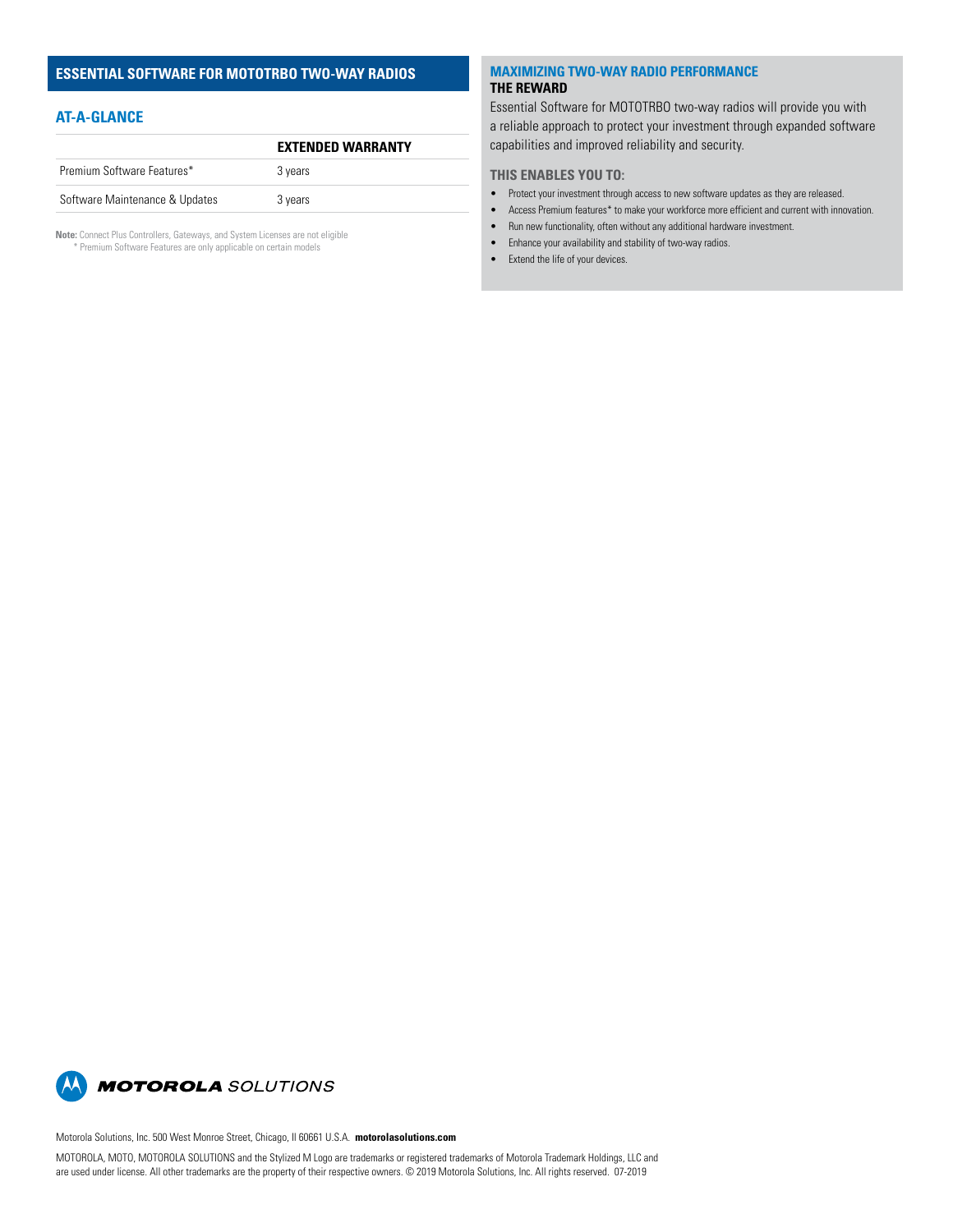## ESSENTIAL SOFTWARE FOR MOTOTRBO TWO-WAY RADIOS

### AT-A-GLANCE

| | EXTENDED WARRANTY |
|---|---|
| Premium Software Features* | 3 years |
| Software Maintenance & Updates | 3 years |

**Note:** Connect Plus Controllers, Gateways, and System Licenses are not eligible
\* Premium Software Features are only applicable on certain models

### MAXIMIZING TWO-WAY RADIO PERFORMANCE

**THE REWARD**

Essential Software for MOTOTRBO two-way radios will provide you with a reliable approach to protect your investment through expanded software capabilities and improved reliability and security.

**THIS ENABLES YOU TO:**

- Protect your investment through access to new software updates as they are released.
- Access Premium features* to make your workforce more efficient and current with innovation.
- Run new functionality, often without any additional hardware investment.
- Enhance your availability and stability of two-way radios.
- Extend the life of your devices.

MOTOROLA SOLUTIONS

Motorola Solutions, Inc. 500 West Monroe Street, Chicago, Il 60661 U.S.A. **motorolasolutions.com**

MOTOROLA, MOTO, MOTOROLA SOLUTIONS and the Stylized M Logo are trademarks or registered trademarks of Motorola Trademark Holdings, LLC and are used under license. All other trademarks are the property of their respective owners. © 2019 Motorola Solutions, Inc. All rights reserved. 07-2019